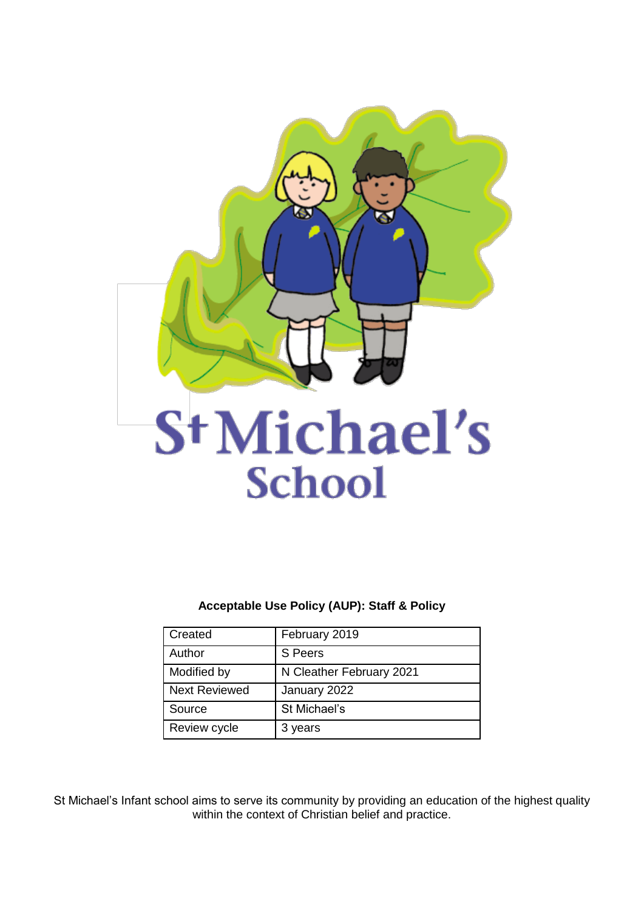# St Michael's School

**Acceptable Use Policy (AUP): Staff & Policy**

| Created | February 2019 |
|---|---|
| Author | S Peers |
| Modified by | N Cleather February 2021 |
| Next Reviewed | January 2022 |
| Source | St Michael's |
| Review cycle | 3 years |

St Michael's Infant school aims to serve its community by providing an education of the highest quality within the context of Christian belief and practice.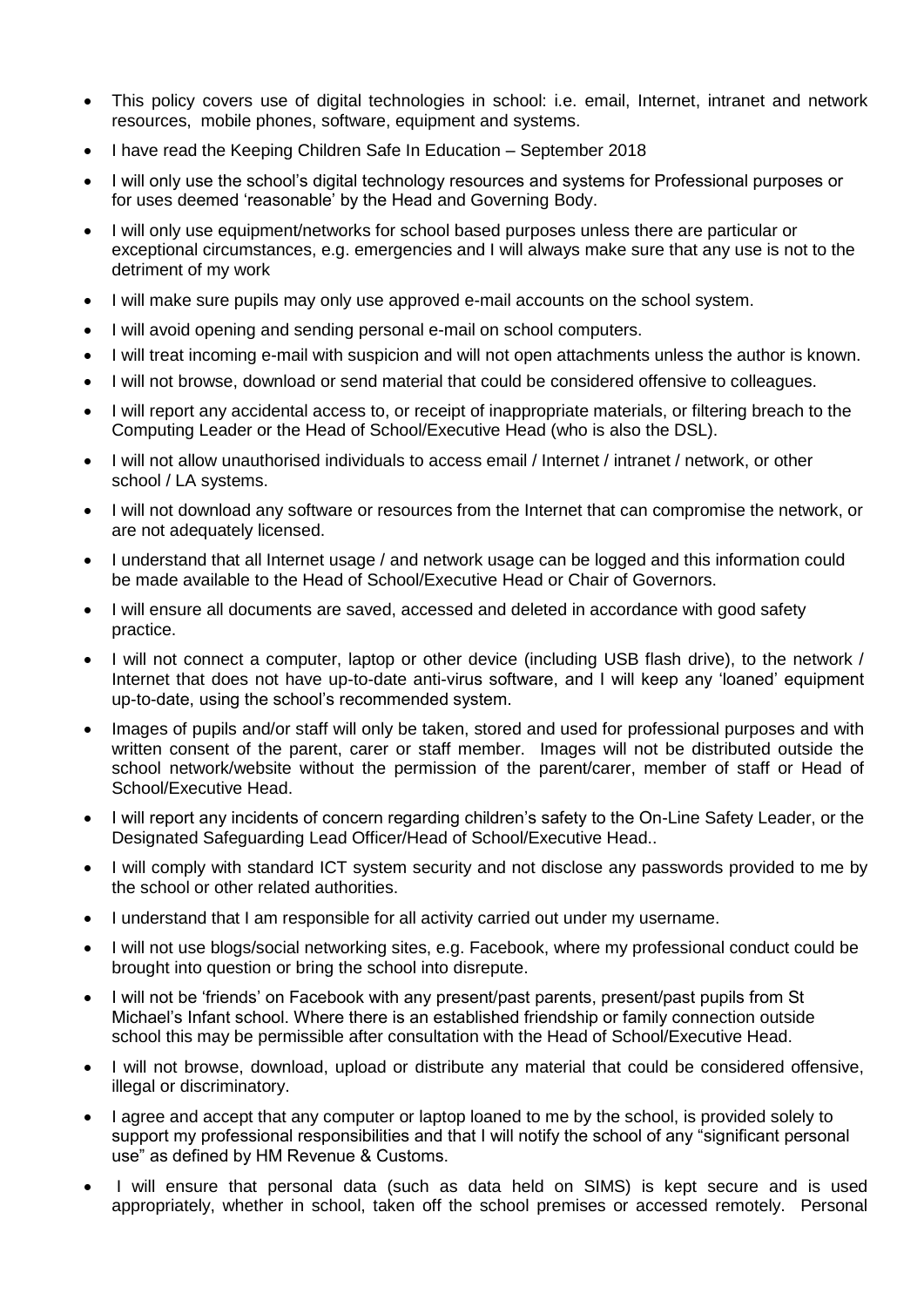- This policy covers use of digital technologies in school: i.e. email, Internet, intranet and network resources, mobile phones, software, equipment and systems.
- I have read the Keeping Children Safe In Education – September 2018
- I will only use the school's digital technology resources and systems for Professional purposes or for uses deemed 'reasonable' by the Head and Governing Body.
- I will only use equipment/networks for school based purposes unless there are particular or exceptional circumstances, e.g. emergencies and I will always make sure that any use is not to the detriment of my work
- I will make sure pupils may only use approved e-mail accounts on the school system.
- I will avoid opening and sending personal e-mail on school computers.
- I will treat incoming e-mail with suspicion and will not open attachments unless the author is known.
- I will not browse, download or send material that could be considered offensive to colleagues.
- I will report any accidental access to, or receipt of inappropriate materials, or filtering breach to the Computing Leader or the Head of School/Executive Head (who is also the DSL).
- I will not allow unauthorised individuals to access email / Internet / intranet / network, or other school / LA systems.
- I will not download any software or resources from the Internet that can compromise the network, or are not adequately licensed.
- I understand that all Internet usage / and network usage can be logged and this information could be made available to the Head of School/Executive Head or Chair of Governors.
- I will ensure all documents are saved, accessed and deleted in accordance with good safety practice.
- I will not connect a computer, laptop or other device (including USB flash drive), to the network / Internet that does not have up-to-date anti-virus software, and I will keep any 'loaned' equipment up-to-date, using the school's recommended system.
- Images of pupils and/or staff will only be taken, stored and used for professional purposes and with written consent of the parent, carer or staff member. Images will not be distributed outside the school network/website without the permission of the parent/carer, member of staff or Head of School/Executive Head.
- I will report any incidents of concern regarding children's safety to the On-Line Safety Leader, or the Designated Safeguarding Lead Officer/Head of School/Executive Head..
- I will comply with standard ICT system security and not disclose any passwords provided to me by the school or other related authorities.
- I understand that I am responsible for all activity carried out under my username.
- I will not use blogs/social networking sites, e.g. Facebook, where my professional conduct could be brought into question or bring the school into disrepute.
- I will not be 'friends' on Facebook with any present/past parents, present/past pupils from St Michael's Infant school. Where there is an established friendship or family connection outside school this may be permissible after consultation with the Head of School/Executive Head.
- I will not browse, download, upload or distribute any material that could be considered offensive, illegal or discriminatory.
- I agree and accept that any computer or laptop loaned to me by the school, is provided solely to support my professional responsibilities and that I will notify the school of any "significant personal use" as defined by HM Revenue & Customs.
- I will ensure that personal data (such as data held on SIMS) is kept secure and is used appropriately, whether in school, taken off the school premises or accessed remotely. Personal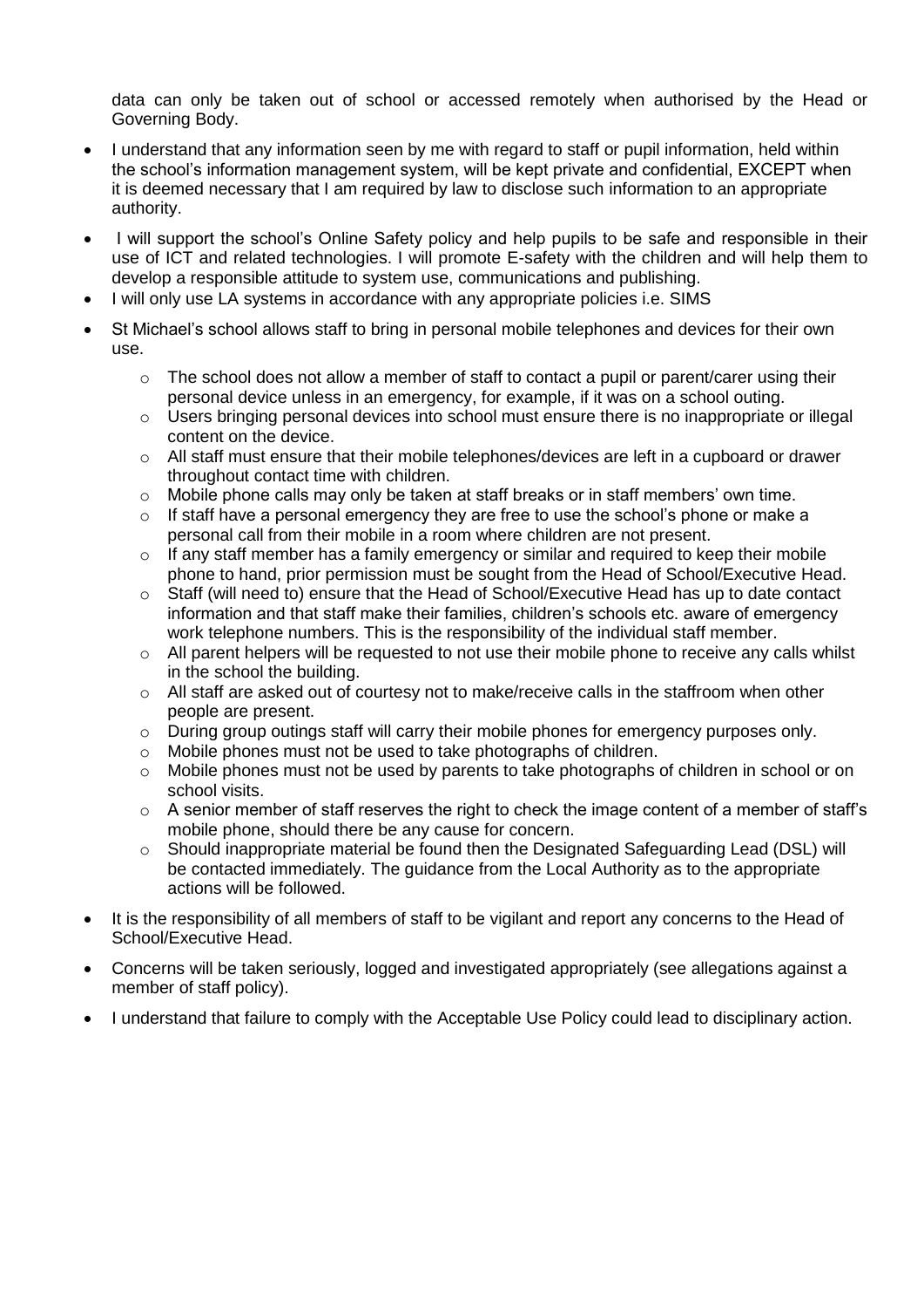data can only be taken out of school or accessed remotely when authorised by the Head or Governing Body.

- I understand that any information seen by me with regard to staff or pupil information, held within the school's information management system, will be kept private and confidential, EXCEPT when it is deemed necessary that I am required by law to disclose such information to an appropriate authority.
- I will support the school's Online Safety policy and help pupils to be safe and responsible in their use of ICT and related technologies. I will promote E-safety with the children and will help them to develop a responsible attitude to system use, communications and publishing.
- I will only use LA systems in accordance with any appropriate policies i.e. SIMS
- St Michael's school allows staff to bring in personal mobile telephones and devices for their own use.
    - The school does not allow a member of staff to contact a pupil or parent/carer using their personal device unless in an emergency, for example, if it was on a school outing.
    - Users bringing personal devices into school must ensure there is no inappropriate or illegal content on the device.
    - All staff must ensure that their mobile telephones/devices are left in a cupboard or drawer throughout contact time with children.
    - Mobile phone calls may only be taken at staff breaks or in staff members' own time.
    - If staff have a personal emergency they are free to use the school's phone or make a personal call from their mobile in a room where children are not present.
    - If any staff member has a family emergency or similar and required to keep their mobile phone to hand, prior permission must be sought from the Head of School/Executive Head.
    - Staff (will need to) ensure that the Head of School/Executive Head has up to date contact information and that staff make their families, children's schools etc. aware of emergency work telephone numbers. This is the responsibility of the individual staff member.
    - All parent helpers will be requested to not use their mobile phone to receive any calls whilst in the school the building.
    - All staff are asked out of courtesy not to make/receive calls in the staffroom when other people are present.
    - During group outings staff will carry their mobile phones for emergency purposes only.
    - Mobile phones must not be used to take photographs of children.
    - Mobile phones must not be used by parents to take photographs of children in school or on school visits.
    - A senior member of staff reserves the right to check the image content of a member of staff's mobile phone, should there be any cause for concern.
    - Should inappropriate material be found then the Designated Safeguarding Lead (DSL) will be contacted immediately. The guidance from the Local Authority as to the appropriate actions will be followed.
- It is the responsibility of all members of staff to be vigilant and report any concerns to the Head of School/Executive Head.
- Concerns will be taken seriously, logged and investigated appropriately (see allegations against a member of staff policy).
- I understand that failure to comply with the Acceptable Use Policy could lead to disciplinary action.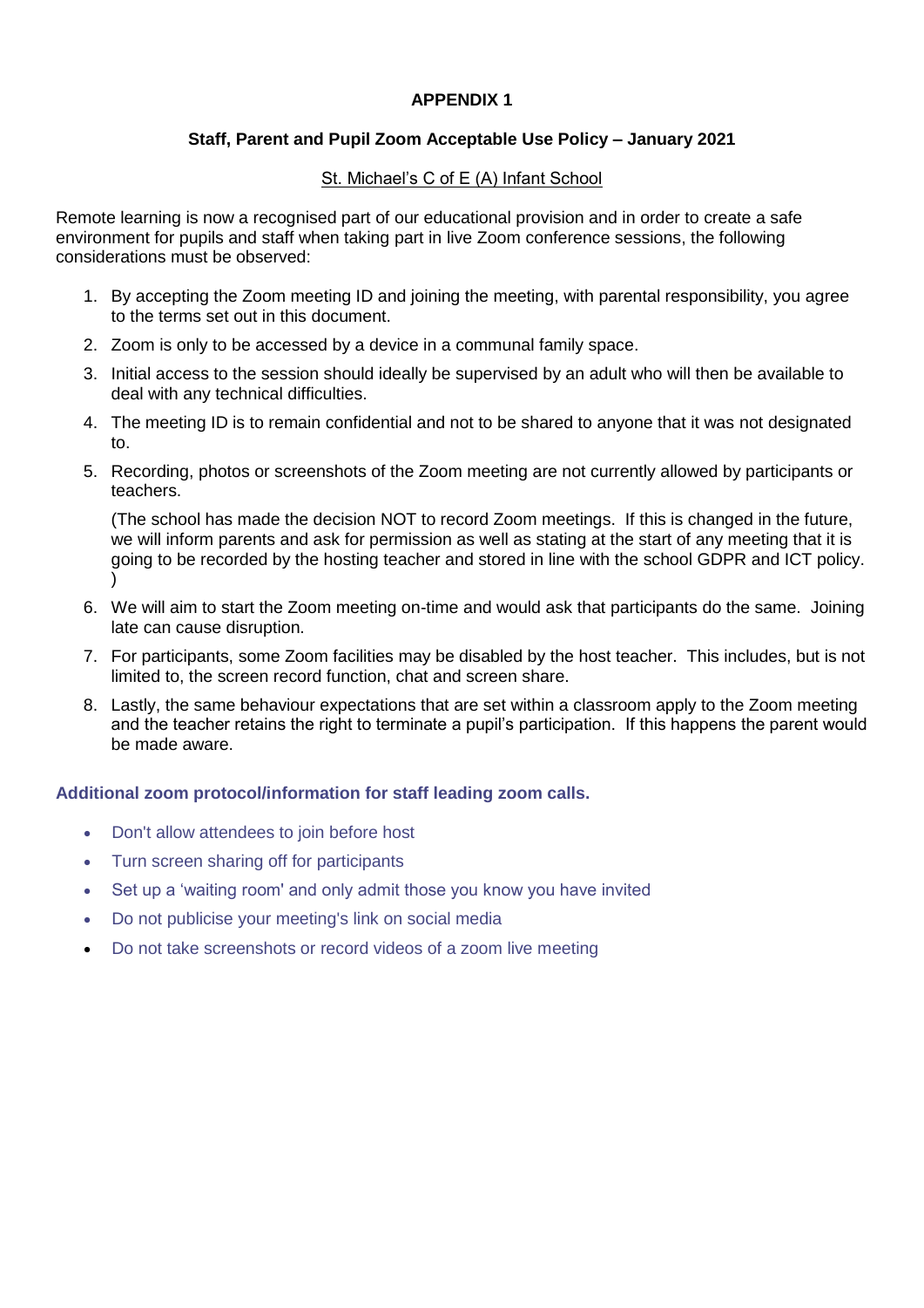# APPENDIX 1

## Staff, Parent and Pupil Zoom Acceptable Use Policy – January 2021

St. Michael's C of E (A) Infant School

Remote learning is now a recognised part of our educational provision and in order to create a safe environment for pupils and staff when taking part in live Zoom conference sessions, the following considerations must be observed:

1. By accepting the Zoom meeting ID and joining the meeting, with parental responsibility, you agree to the terms set out in this document.
2. Zoom is only to be accessed by a device in a communal family space.
3. Initial access to the session should ideally be supervised by an adult who will then be available to deal with any technical difficulties.
4. The meeting ID is to remain confidential and not to be shared to anyone that it was not designated to.
5. Recording, photos or screenshots of the Zoom meeting are not currently allowed by participants or teachers.

   (The school has made the decision NOT to record Zoom meetings. If this is changed in the future, we will inform parents and ask for permission as well as stating at the start of any meeting that it is going to be recorded by the hosting teacher and stored in line with the school GDPR and ICT policy.)
6. We will aim to start the Zoom meeting on-time and would ask that participants do the same. Joining late can cause disruption.
7. For participants, some Zoom facilities may be disabled by the host teacher. This includes, but is not limited to, the screen record function, chat and screen share.
8. Lastly, the same behaviour expectations that are set within a classroom apply to the Zoom meeting and the teacher retains the right to terminate a pupil's participation. If this happens the parent would be made aware.

### Additional zoom protocol/information for staff leading zoom calls.

- Don't allow attendees to join before host
- Turn screen sharing off for participants
- Set up a 'waiting room' and only admit those you know you have invited
- Do not publicise your meeting's link on social media
- Do not take screenshots or record videos of a zoom live meeting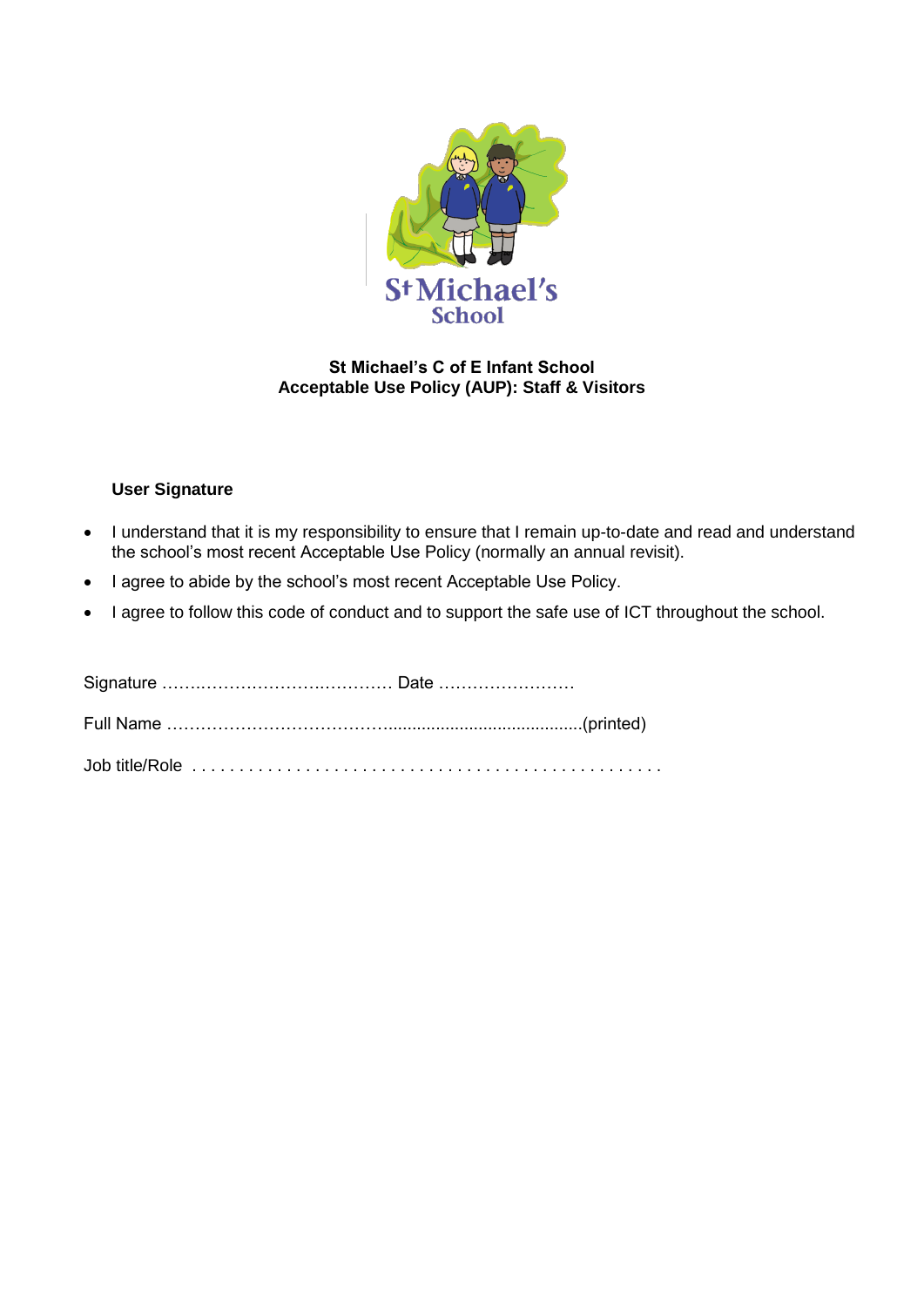St Michael's School

**St Michael's C of E Infant School**
**Acceptable Use Policy (AUP): Staff & Visitors**

**User Signature**

- I understand that it is my responsibility to ensure that I remain up-to-date and read and understand the school's most recent Acceptable Use Policy (normally an annual revisit).
- I agree to abide by the school's most recent Acceptable Use Policy.
- I agree to follow this code of conduct and to support the safe use of ICT throughout the school.

Signature …….……………….…………… Date ……………………

Full Name …………………………………..........................................(printed)

Job title/Role . . . . . . . . . . . . . . . . . . . . . . . . . . . . . . . . . . . . . . . . . . . . . . .